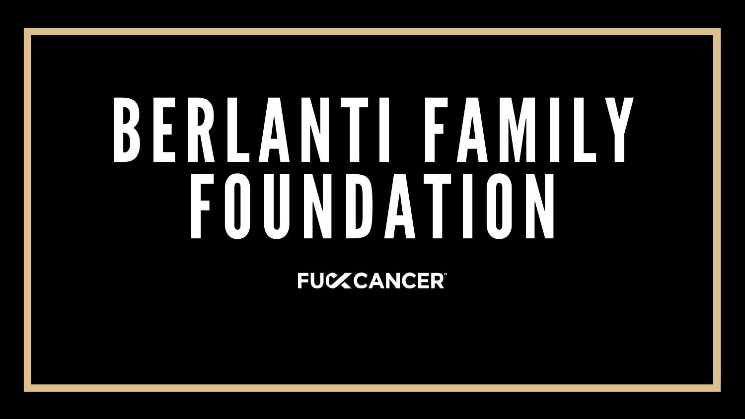# BERLANTI FAMILY FOUNDATION

FUCKCANCER™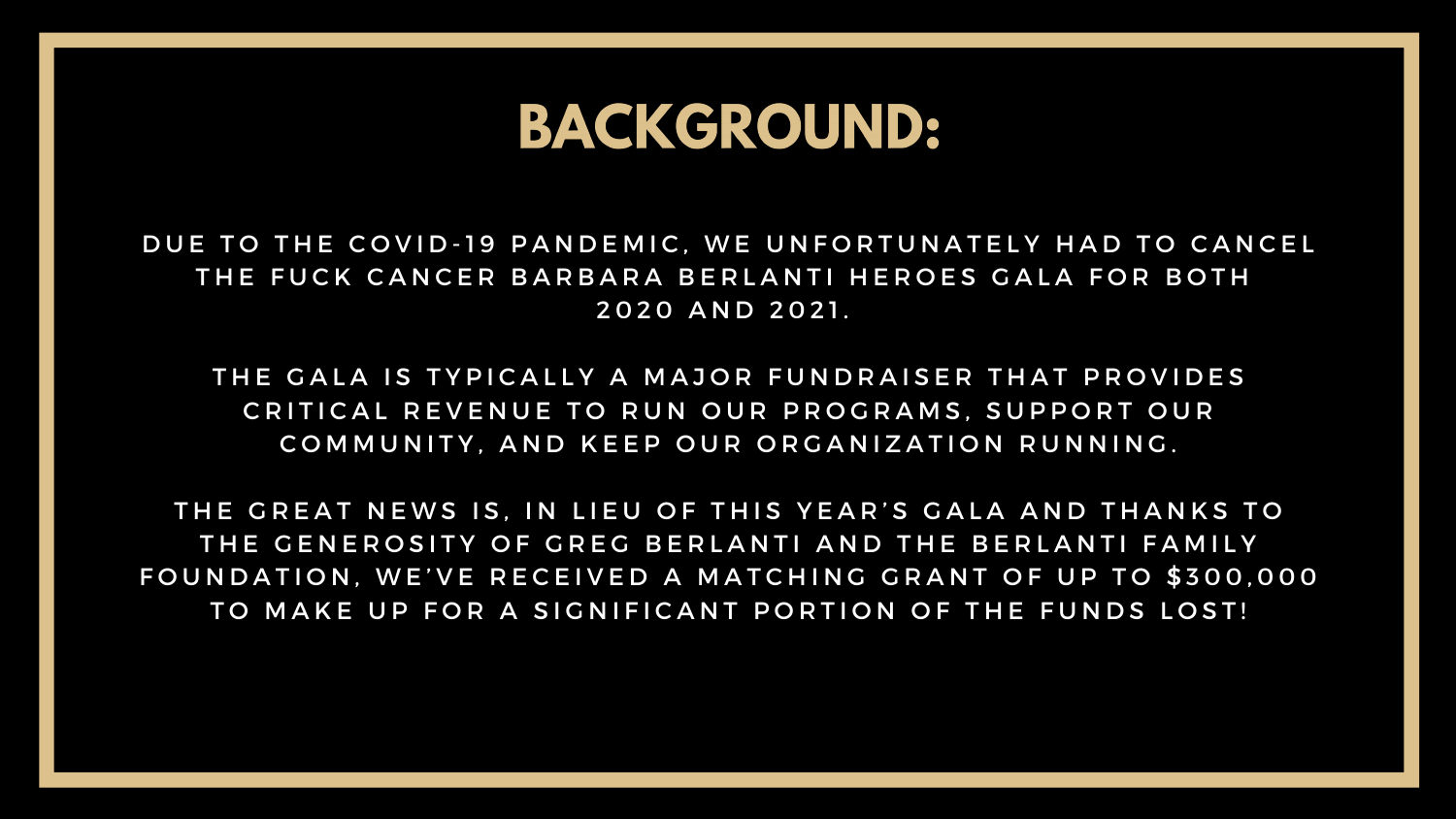# BACKGROUND:

DUE TO THE COVID-19 PANDEMIC, WE UNFORTUNATELY HAD TO CANCEL THE FUCK CANCER BARBARA BERLANTI HEROES GALA FOR BOTH 2020 AND 2021.

THE GALA IS TYPICALLY A MAJOR FUNDRAISER THAT PROVIDES CRITICAL REVENUE TO RUN OUR PROGRAMS, SUPPORT OUR COMMUNITY, AND KEEP OUR ORGANIZATION RUNNING.

THE GREAT NEWS IS, IN LIEU OF THIS YEAR'S GALA AND THANKS TO THE GENEROSITY OF GREG BERLANTI AND THE BERLANTI FAMILY FOUNDATION, WE'VE RECEIVED A MATCHING GRANT OF UP TO $300,000 TO MAKE UP FOR A SIGNIFICANT PORTION OF THE FUNDS LOST!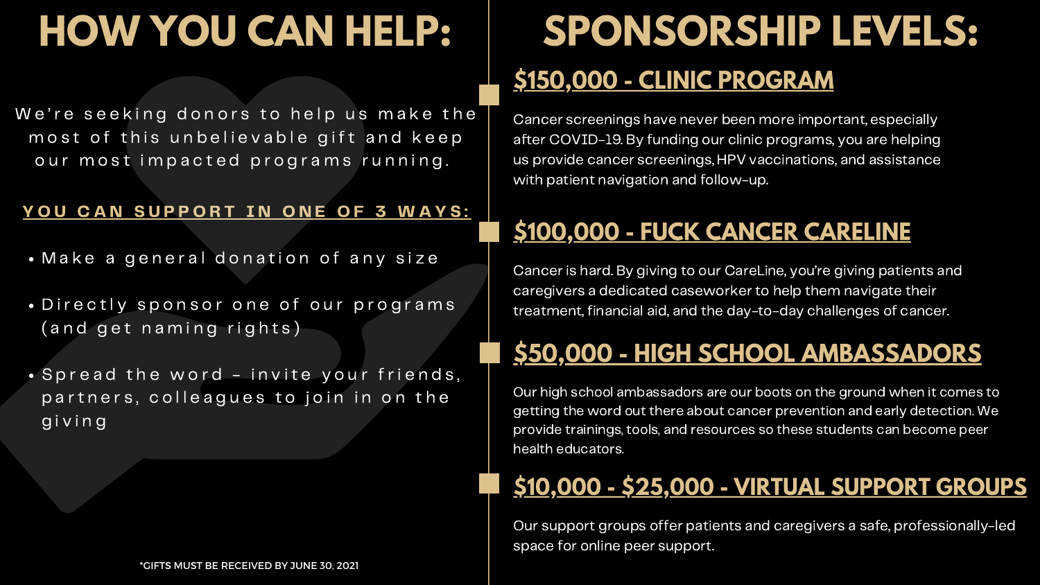# HOW YOU CAN HELP:

We're seeking donors to help us make the most of this unbelievable gift and keep our most impacted programs running.

**YOU CAN SUPPORT IN ONE OF 3 WAYS:**

- Make a general donation of any size
- Directly sponsor one of our programs (and get naming rights)
- Spread the word - invite your friends, partners, colleagues to join in on the giving

*GIFTS MUST BE RECEIVED BY JUNE 30, 2021

# SPONSORSHIP LEVELS:

## $150,000 - CLINIC PROGRAM

Cancer screenings have never been more important, especially after COVID-19. By funding our clinic programs, you are helping us provide cancer screenings, HPV vaccinations, and assistance with patient navigation and follow-up.

## $100,000 - FUCK CANCER CARELINE

Cancer is hard. By giving to our CareLine, you're giving patients and caregivers a dedicated caseworker to help them navigate their treatment, financial aid, and the day-to-day challenges of cancer.

## $50,000 - HIGH SCHOOL AMBASSADORS

Our high school ambassadors are our boots on the ground when it comes to getting the word out there about cancer prevention and early detection. We provide trainings, tools, and resources so these students can become peer health educators.

## $10,000 - $25,000 - VIRTUAL SUPPORT GROUPS

Our support groups offer patients and caregivers a safe, professionally-led space for online peer support.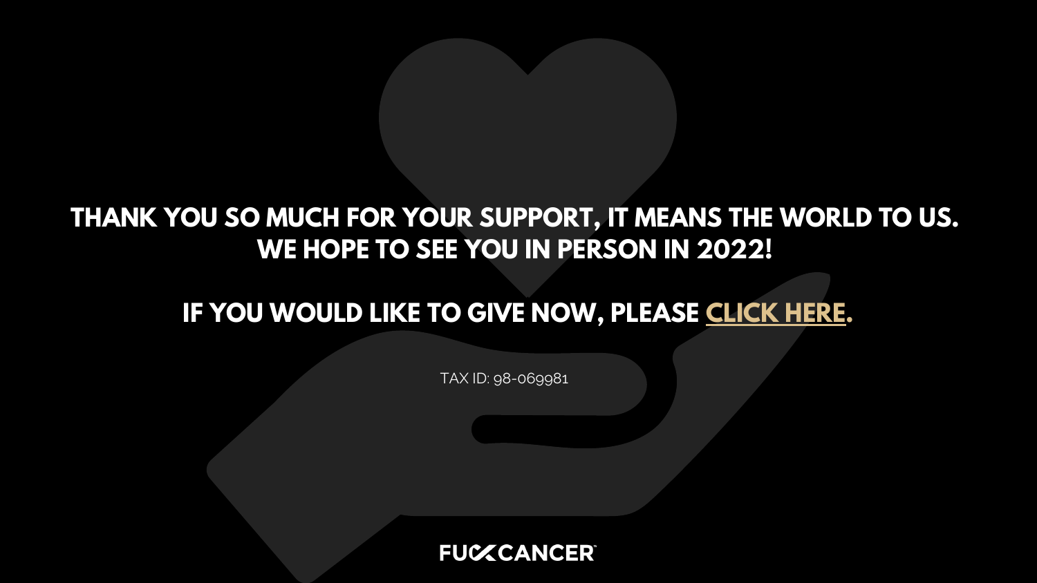**THANK YOU SO MUCH FOR YOUR SUPPORT, IT MEANS THE WORLD TO US. WE HOPE TO SEE YOU IN PERSON IN 2022!**

**IF YOU WOULD LIKE TO GIVE NOW, PLEASE CLICK HERE.**

TAX ID: 98-069981

FUCKCANCER™